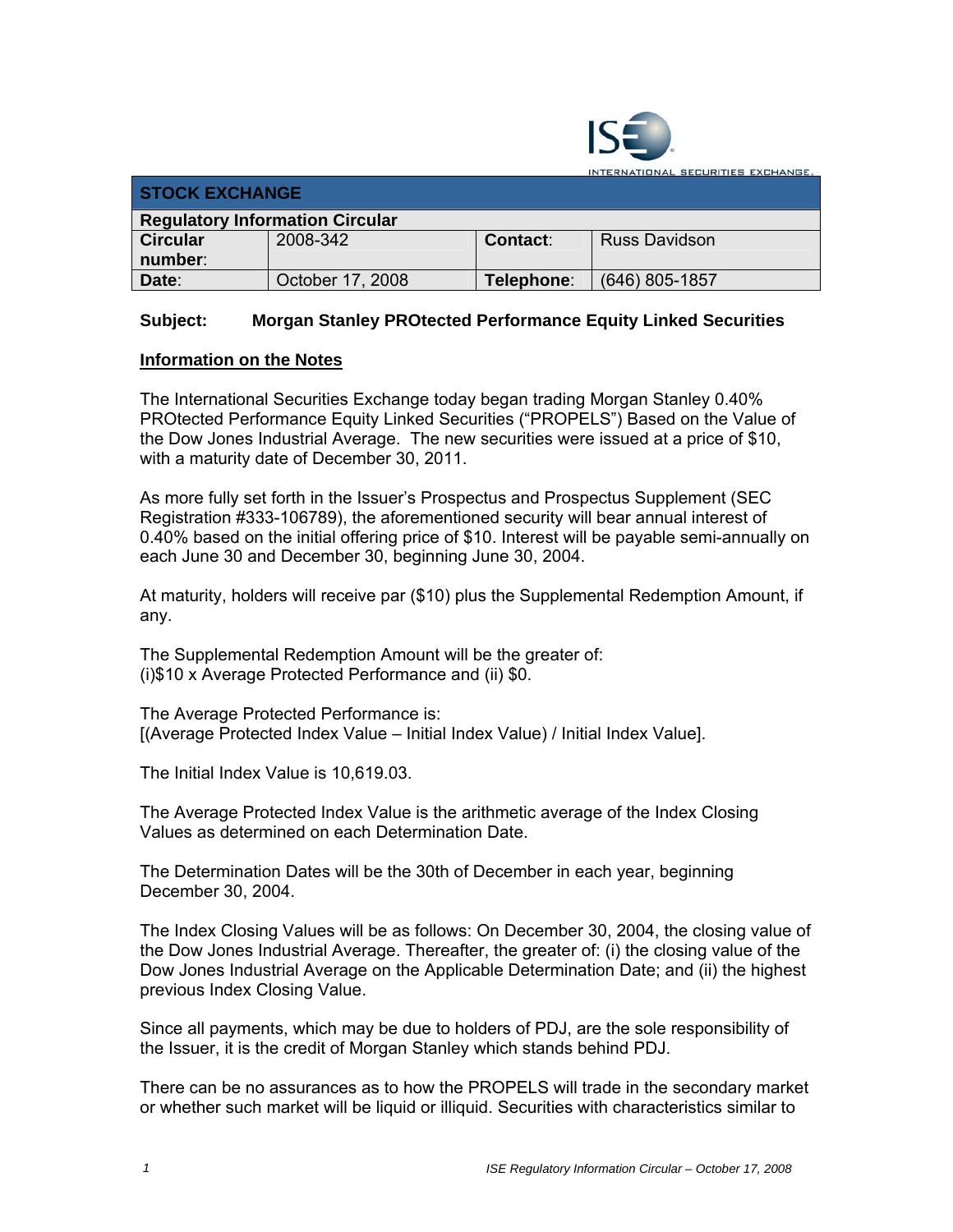## STOCK EXCHANGE

| Regulatory Information Circular | | | |
|---|---|---|---|
| **Circular number**: | 2008-342 | **Contact**: | Russ Davidson |
| **Date**: | October 17, 2008 | **Telephone**: | (646) 805-1857 |

**Subject: Morgan Stanley PROtected Performance Equity Linked Securities**

**Information on the Notes**

The International Securities Exchange today began trading Morgan Stanley 0.40% PROtected Performance Equity Linked Securities ("PROPELS") Based on the Value of the Dow Jones Industrial Average. The new securities were issued at a price of $10, with a maturity date of December 30, 2011.

As more fully set forth in the Issuer's Prospectus and Prospectus Supplement (SEC Registration #333-106789), the aforementioned security will bear annual interest of 0.40% based on the initial offering price of $10. Interest will be payable semi-annually on each June 30 and December 30, beginning June 30, 2004.

At maturity, holders will receive par ($10) plus the Supplemental Redemption Amount, if any.

The Supplemental Redemption Amount will be the greater of:
(i)$10 x Average Protected Performance and (ii) $0.

The Average Protected Performance is:
[(Average Protected Index Value – Initial Index Value) / Initial Index Value].

The Initial Index Value is 10,619.03.

The Average Protected Index Value is the arithmetic average of the Index Closing Values as determined on each Determination Date.

The Determination Dates will be the 30th of December in each year, beginning December 30, 2004.

The Index Closing Values will be as follows: On December 30, 2004, the closing value of the Dow Jones Industrial Average. Thereafter, the greater of: (i) the closing value of the Dow Jones Industrial Average on the Applicable Determination Date; and (ii) the highest previous Index Closing Value.

Since all payments, which may be due to holders of PDJ, are the sole responsibility of the Issuer, it is the credit of Morgan Stanley which stands behind PDJ.

There can be no assurances as to how the PROPELS will trade in the secondary market or whether such market will be liquid or illiquid. Securities with characteristics similar to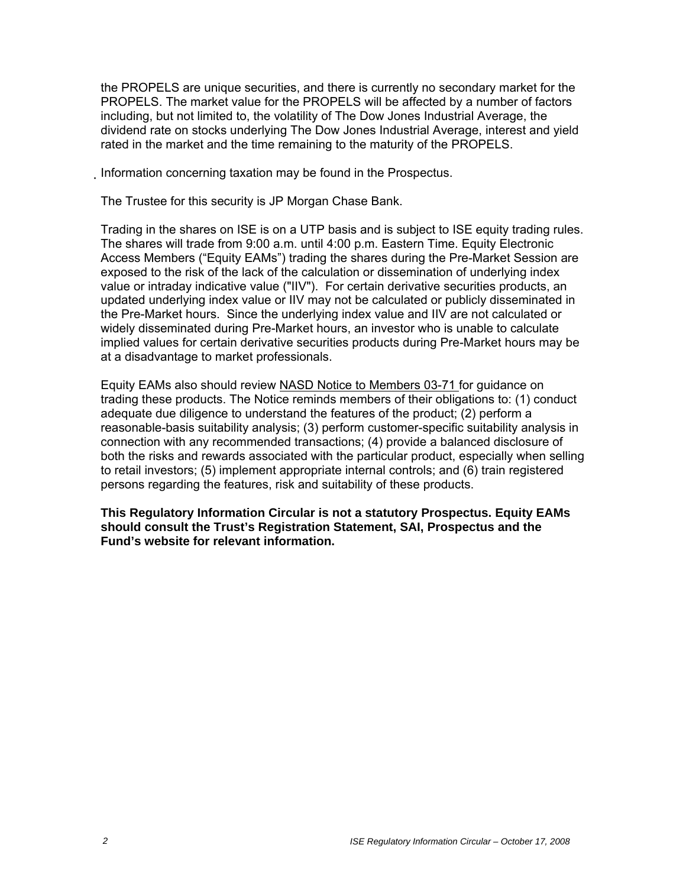the PROPELS are unique securities, and there is currently no secondary market for the PROPELS. The market value for the PROPELS will be affected by a number of factors including, but not limited to, the volatility of The Dow Jones Industrial Average, the dividend rate on stocks underlying The Dow Jones Industrial Average, interest and yield rated in the market and the time remaining to the maturity of the PROPELS.

Information concerning taxation may be found in the Prospectus.

The Trustee for this security is JP Morgan Chase Bank.

Trading in the shares on ISE is on a UTP basis and is subject to ISE equity trading rules. The shares will trade from 9:00 a.m. until 4:00 p.m. Eastern Time. Equity Electronic Access Members ("Equity EAMs") trading the shares during the Pre-Market Session are exposed to the risk of the lack of the calculation or dissemination of underlying index value or intraday indicative value ("IIV"). For certain derivative securities products, an updated underlying index value or IIV may not be calculated or publicly disseminated in the Pre-Market hours. Since the underlying index value and IIV are not calculated or widely disseminated during Pre-Market hours, an investor who is unable to calculate implied values for certain derivative securities products during Pre-Market hours may be at a disadvantage to market professionals.

Equity EAMs also should review NASD Notice to Members 03-71 for guidance on trading these products. The Notice reminds members of their obligations to: (1) conduct adequate due diligence to understand the features of the product; (2) perform a reasonable-basis suitability analysis; (3) perform customer-specific suitability analysis in connection with any recommended transactions; (4) provide a balanced disclosure of both the risks and rewards associated with the particular product, especially when selling to retail investors; (5) implement appropriate internal controls; and (6) train registered persons regarding the features, risk and suitability of these products.

**This Regulatory Information Circular is not a statutory Prospectus. Equity EAMs should consult the Trust's Registration Statement, SAI, Prospectus and the Fund's website for relevant information.**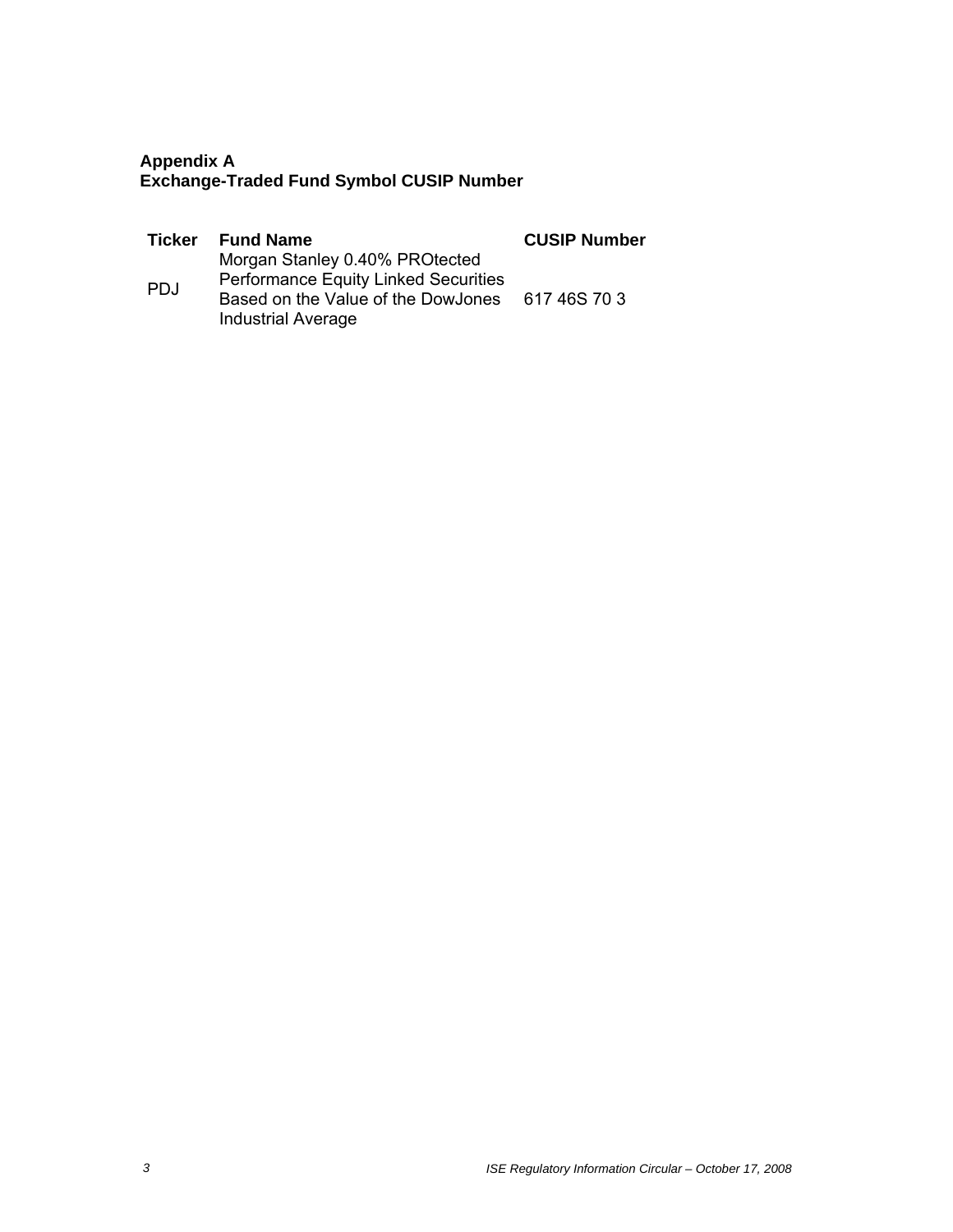**Appendix A**
**Exchange-Traded Fund Symbol CUSIP Number**

| Ticker | Fund Name | CUSIP Number |
|---|---|---|
| PDJ | Morgan Stanley 0.40% PROtected Performance Equity Linked Securities Based on the Value of the DowJones Industrial Average | 617 46S 70 3 |